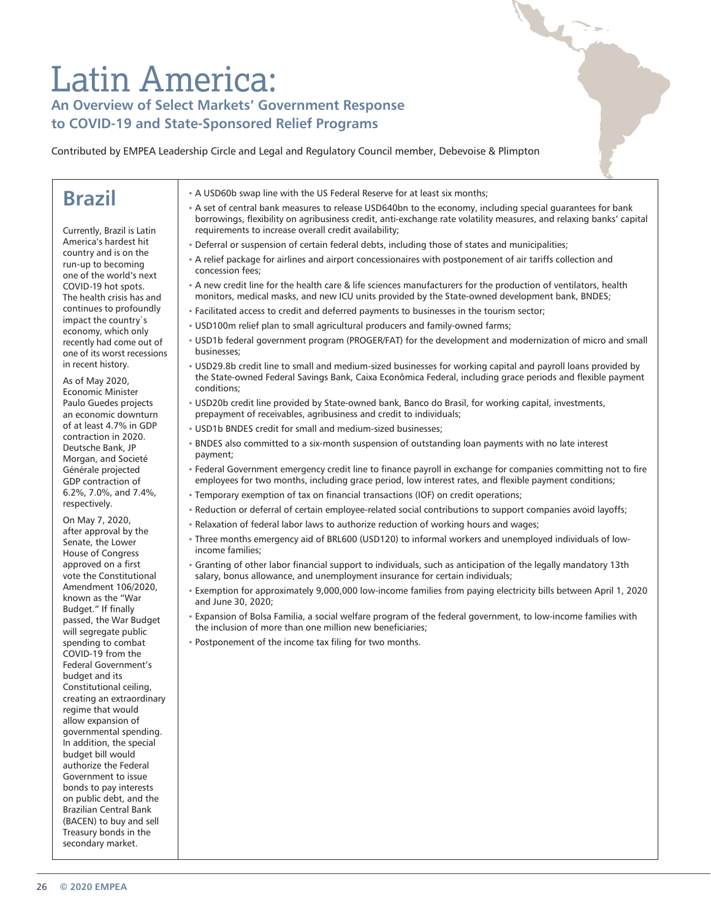# Latin America:

## An Overview of Select Markets' Government Response to COVID-19 and State-Sponsored Relief Programs

Contributed by EMPEA Leadership Circle and Legal and Regulatory Council member, Debevoise & Plimpton

## Brazil

Currently, Brazil is Latin America's hardest hit country and is on the run-up to becoming one of the world's next COVID-19 hot spots. The health crisis has and continues to profoundly impact the country`s economy, which only recently had come out of one of its worst recessions in recent history.

As of May 2020, Economic Minister Paulo Guedes projects an economic downturn of at least 4.7% in GDP contraction in 2020. Deutsche Bank, JP Morgan, and Societé Générale projected GDP contraction of 6.2%, 7.0%, and 7.4%, respectively.

On May 7, 2020, after approval by the Senate, the Lower House of Congress approved on a first vote the Constitutional Amendment 106/2020, known as the "War Budget." If finally passed, the War Budget will segregate public spending to combat COVID-19 from the Federal Government's budget and its Constitutional ceiling, creating an extraordinary regime that would allow expansion of governmental spending. In addition, the special budget bill would authorize the Federal Government to issue bonds to pay interests on public debt, and the Brazilian Central Bank (BACEN) to buy and sell Treasury bonds in the secondary market.

- A USD60b swap line with the US Federal Reserve for at least six months;
- A set of central bank measures to release USD640bn to the economy, including special guarantees for bank borrowings, flexibility on agribusiness credit, anti-exchange rate volatility measures, and relaxing banks' capital requirements to increase overall credit availability;
- Deferral or suspension of certain federal debts, including those of states and municipalities;
- A relief package for airlines and airport concessionaires with postponement of air tariffs collection and concession fees;
- A new credit line for the health care & life sciences manufacturers for the production of ventilators, health monitors, medical masks, and new ICU units provided by the State-owned development bank, BNDES;
- Facilitated access to credit and deferred payments to businesses in the tourism sector;
- USD100m relief plan to small agricultural producers and family-owned farms;
- USD1b federal government program (PROGER/FAT) for the development and modernization of micro and small businesses;
- USD29.8b credit line to small and medium-sized businesses for working capital and payroll loans provided by the State-owned Federal Savings Bank, Caixa Econômica Federal, including grace periods and flexible payment conditions;
- USD20b credit line provided by State-owned bank, Banco do Brasil, for working capital, investments, prepayment of receivables, agribusiness and credit to individuals;
- USD1b BNDES credit for small and medium-sized businesses;
- BNDES also committed to a six-month suspension of outstanding loan payments with no late interest payment;
- Federal Government emergency credit line to finance payroll in exchange for companies committing not to fire employees for two months, including grace period, low interest rates, and flexible payment conditions;
- Temporary exemption of tax on financial transactions (IOF) on credit operations;
- Reduction or deferral of certain employee-related social contributions to support companies avoid layoffs;
- Relaxation of federal labor laws to authorize reduction of working hours and wages;
- Three months emergency aid of BRL600 (USD120) to informal workers and unemployed individuals of low-income families;
- Granting of other labor financial support to individuals, such as anticipation of the legally mandatory 13th salary, bonus allowance, and unemployment insurance for certain individuals;
- Exemption for approximately 9,000,000 low-income families from paying electricity bills between April 1, 2020 and June 30, 2020;
- Expansion of Bolsa Familia, a social welfare program of the federal government, to low-income families with the inclusion of more than one million new beneficiaries;
- Postponement of the income tax filing for two months.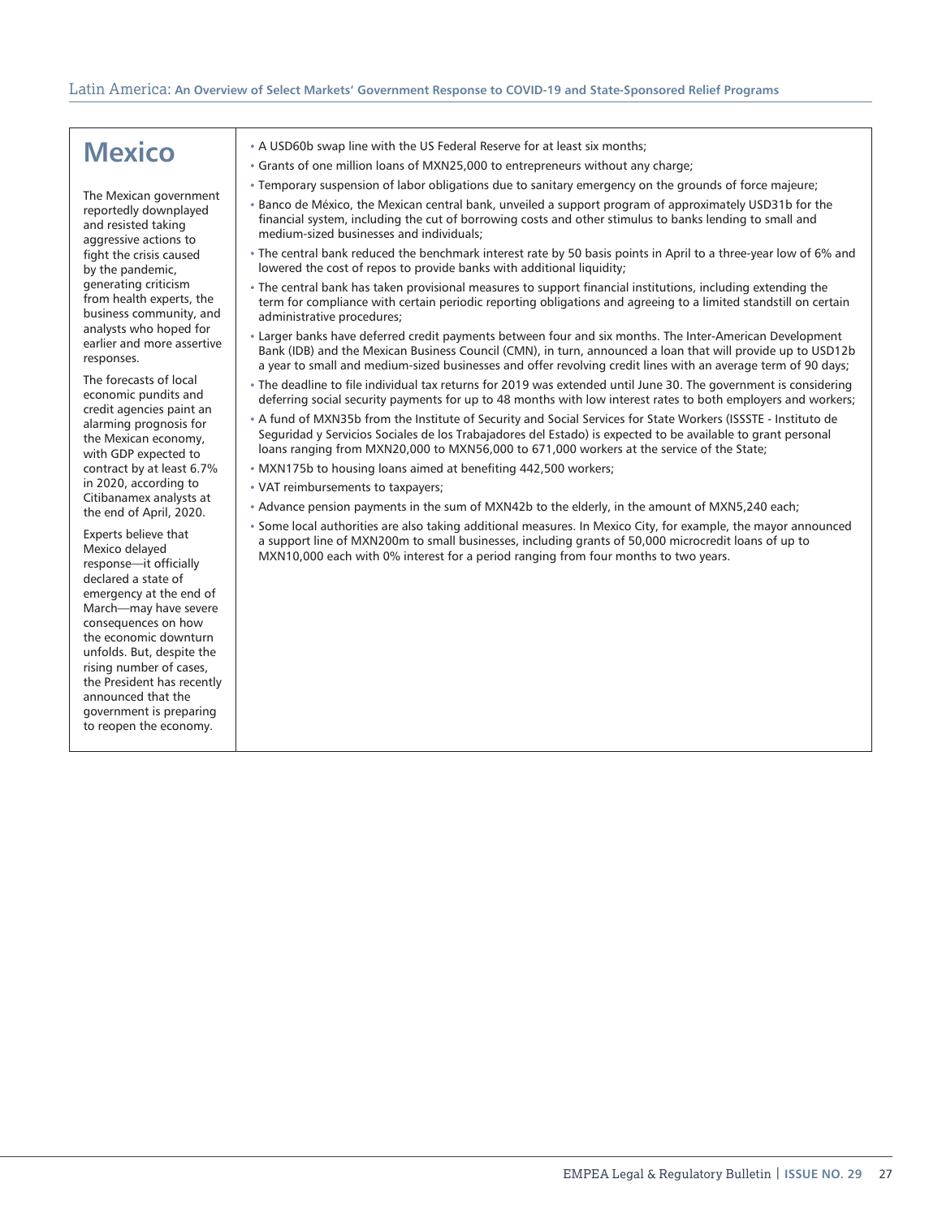## Mexico

The Mexican government reportedly downplayed and resisted taking aggressive actions to fight the crisis caused by the pandemic, generating criticism from health experts, the business community, and analysts who hoped for earlier and more assertive responses.

The forecasts of local economic pundits and credit agencies paint an alarming prognosis for the Mexican economy, with GDP expected to contract by at least 6.7% in 2020, according to Citibanamex analysts at the end of April, 2020.

Experts believe that Mexico delayed response—it officially declared a state of emergency at the end of March—may have severe consequences on how the economic downturn unfolds. But, despite the rising number of cases, the President has recently announced that the government is preparing to reopen the economy.

- A USD60b swap line with the US Federal Reserve for at least six months;
- Grants of one million loans of MXN25,000 to entrepreneurs without any charge;
- Temporary suspension of labor obligations due to sanitary emergency on the grounds of force majeure;
- Banco de México, the Mexican central bank, unveiled a support program of approximately USD31b for the financial system, including the cut of borrowing costs and other stimulus to banks lending to small and medium-sized businesses and individuals;
- The central bank reduced the benchmark interest rate by 50 basis points in April to a three-year low of 6% and lowered the cost of repos to provide banks with additional liquidity;
- The central bank has taken provisional measures to support financial institutions, including extending the term for compliance with certain periodic reporting obligations and agreeing to a limited standstill on certain administrative procedures;
- Larger banks have deferred credit payments between four and six months. The Inter-American Development Bank (IDB) and the Mexican Business Council (CMN), in turn, announced a loan that will provide up to USD12b a year to small and medium-sized businesses and offer revolving credit lines with an average term of 90 days;
- The deadline to file individual tax returns for 2019 was extended until June 30. The government is considering deferring social security payments for up to 48 months with low interest rates to both employers and workers;
- A fund of MXN35b from the Institute of Security and Social Services for State Workers (ISSSTE - Instituto de Seguridad y Servicios Sociales de los Trabajadores del Estado) is expected to be available to grant personal loans ranging from MXN20,000 to MXN56,000 to 671,000 workers at the service of the State;
- MXN175b to housing loans aimed at benefiting 442,500 workers;
- VAT reimbursements to taxpayers;
- Advance pension payments in the sum of MXN42b to the elderly, in the amount of MXN5,240 each;
- Some local authorities are also taking additional measures. In Mexico City, for example, the mayor announced a support line of MXN200m to small businesses, including grants of 50,000 microcredit loans of up to MXN10,000 each with 0% interest for a period ranging from four months to two years.